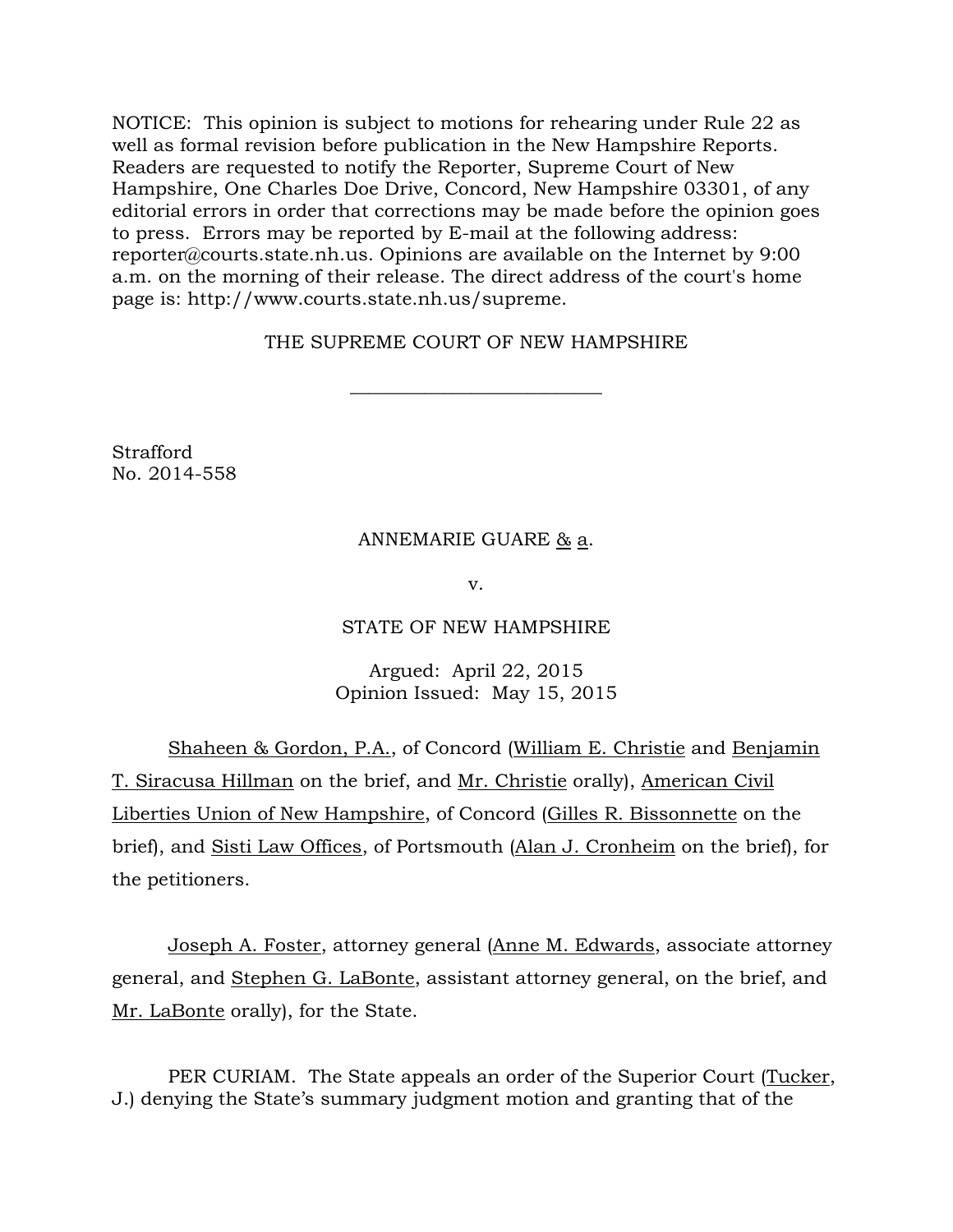NOTICE: This opinion is subject to motions for rehearing under Rule 22 as well as formal revision before publication in the New Hampshire Reports. Readers are requested to notify the Reporter, Supreme Court of New Hampshire, One Charles Doe Drive, Concord, New Hampshire 03301, of any editorial errors in order that corrections may be made before the opinion goes to press. Errors may be reported by E-mail at the following address: reporter@courts.state.nh.us. Opinions are available on the Internet by 9:00 a.m. on the morning of their release. The direct address of the court's home page is: http://www.courts.state.nh.us/supreme.

THE SUPREME COURT OF NEW HAMPSHIRE

___________________________

Strafford
No. 2014-558

ANNEMARIE GUARE & a.

v.

STATE OF NEW HAMPSHIRE

Argued: April 22, 2015
Opinion Issued: May 15, 2015

Shaheen & Gordon, P.A., of Concord (William E. Christie and Benjamin T. Siracusa Hillman on the brief, and Mr. Christie orally), American Civil Liberties Union of New Hampshire, of Concord (Gilles R. Bissonnette on the brief), and Sisti Law Offices, of Portsmouth (Alan J. Cronheim on the brief), for the petitioners.

Joseph A. Foster, attorney general (Anne M. Edwards, associate attorney general, and Stephen G. LaBonte, assistant attorney general, on the brief, and Mr. LaBonte orally), for the State.

PER CURIAM. The State appeals an order of the Superior Court (Tucker, J.) denying the State's summary judgment motion and granting that of the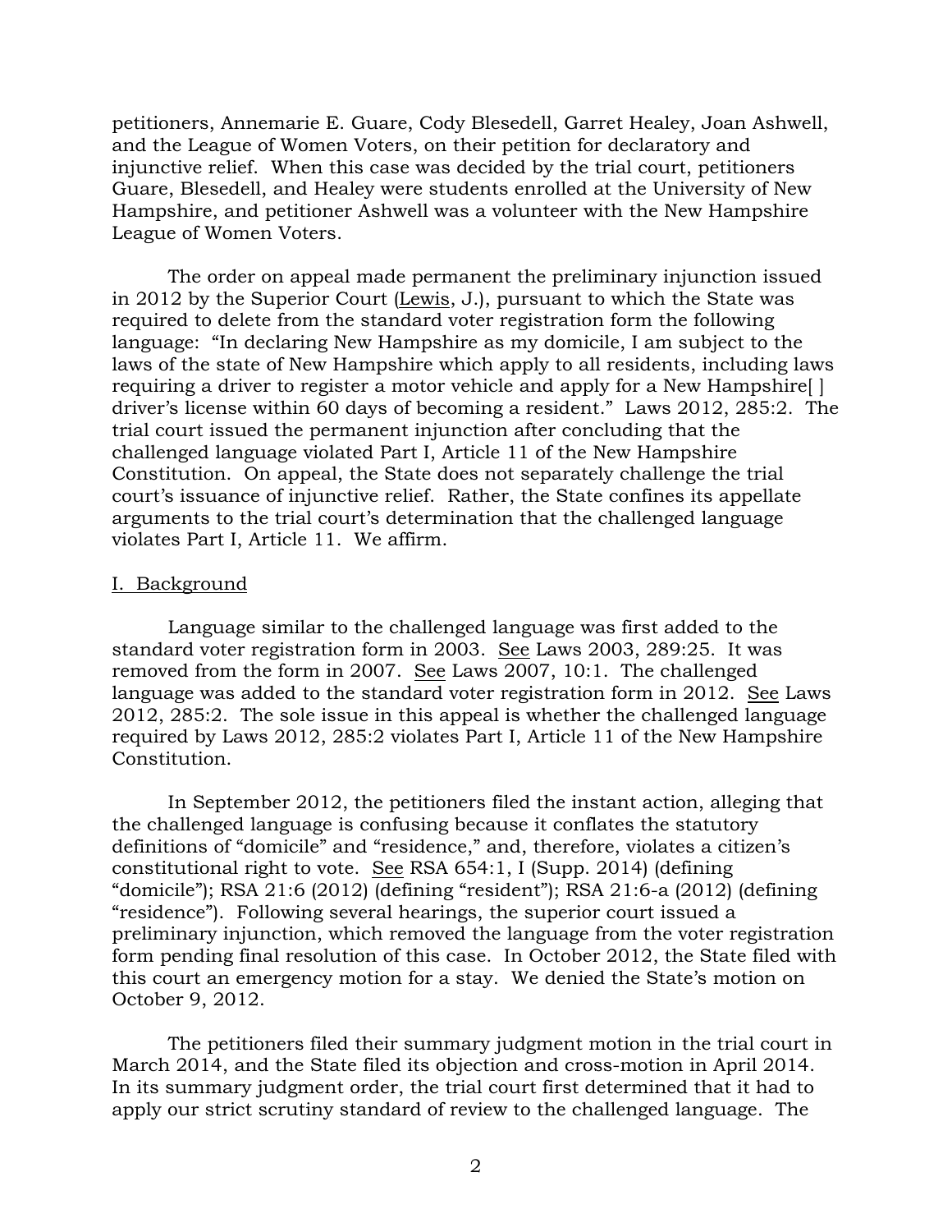petitioners, Annemarie E. Guare, Cody Blesedell, Garret Healey, Joan Ashwell, and the League of Women Voters, on their petition for declaratory and injunctive relief. When this case was decided by the trial court, petitioners Guare, Blesedell, and Healey were students enrolled at the University of New Hampshire, and petitioner Ashwell was a volunteer with the New Hampshire League of Women Voters.

The order on appeal made permanent the preliminary injunction issued in 2012 by the Superior Court (Lewis, J.), pursuant to which the State was required to delete from the standard voter registration form the following language: "In declaring New Hampshire as my domicile, I am subject to the laws of the state of New Hampshire which apply to all residents, including laws requiring a driver to register a motor vehicle and apply for a New Hampshire[ ] driver's license within 60 days of becoming a resident." Laws 2012, 285:2. The trial court issued the permanent injunction after concluding that the challenged language violated Part I, Article 11 of the New Hampshire Constitution. On appeal, the State does not separately challenge the trial court's issuance of injunctive relief. Rather, the State confines its appellate arguments to the trial court's determination that the challenged language violates Part I, Article 11. We affirm.

## I. Background

Language similar to the challenged language was first added to the standard voter registration form in 2003. See Laws 2003, 289:25. It was removed from the form in 2007. See Laws 2007, 10:1. The challenged language was added to the standard voter registration form in 2012. See Laws 2012, 285:2. The sole issue in this appeal is whether the challenged language required by Laws 2012, 285:2 violates Part I, Article 11 of the New Hampshire Constitution.

In September 2012, the petitioners filed the instant action, alleging that the challenged language is confusing because it conflates the statutory definitions of "domicile" and "residence," and, therefore, violates a citizen's constitutional right to vote. See RSA 654:1, I (Supp. 2014) (defining "domicile"); RSA 21:6 (2012) (defining "resident"); RSA 21:6-a (2012) (defining "residence"). Following several hearings, the superior court issued a preliminary injunction, which removed the language from the voter registration form pending final resolution of this case. In October 2012, the State filed with this court an emergency motion for a stay. We denied the State's motion on October 9, 2012.

The petitioners filed their summary judgment motion in the trial court in March 2014, and the State filed its objection and cross-motion in April 2014. In its summary judgment order, the trial court first determined that it had to apply our strict scrutiny standard of review to the challenged language. The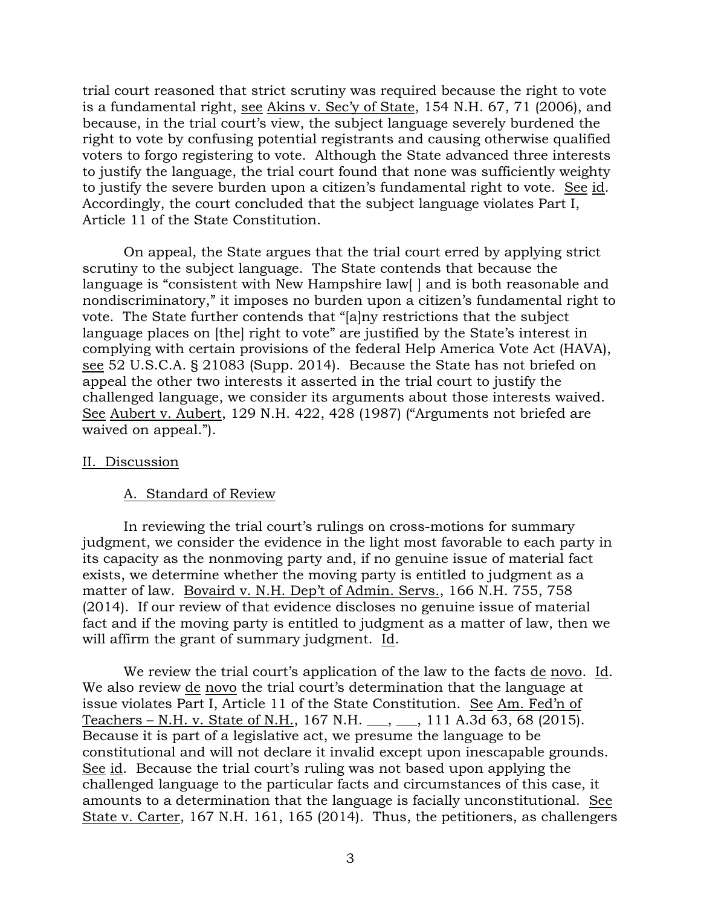trial court reasoned that strict scrutiny was required because the right to vote is a fundamental right, see Akins v. Sec'y of State, 154 N.H. 67, 71 (2006), and because, in the trial court's view, the subject language severely burdened the right to vote by confusing potential registrants and causing otherwise qualified voters to forgo registering to vote. Although the State advanced three interests to justify the language, the trial court found that none was sufficiently weighty to justify the severe burden upon a citizen's fundamental right to vote. See id. Accordingly, the court concluded that the subject language violates Part I, Article 11 of the State Constitution.

On appeal, the State argues that the trial court erred by applying strict scrutiny to the subject language. The State contends that because the language is "consistent with New Hampshire law[ ] and is both reasonable and nondiscriminatory," it imposes no burden upon a citizen's fundamental right to vote. The State further contends that "[a]ny restrictions that the subject language places on [the] right to vote" are justified by the State's interest in complying with certain provisions of the federal Help America Vote Act (HAVA), see 52 U.S.C.A. § 21083 (Supp. 2014). Because the State has not briefed on appeal the other two interests it asserted in the trial court to justify the challenged language, we consider its arguments about those interests waived. See Aubert v. Aubert, 129 N.H. 422, 428 (1987) ("Arguments not briefed are waived on appeal.").

## II. Discussion

### A. Standard of Review

In reviewing the trial court's rulings on cross-motions for summary judgment, we consider the evidence in the light most favorable to each party in its capacity as the nonmoving party and, if no genuine issue of material fact exists, we determine whether the moving party is entitled to judgment as a matter of law. Bovaird v. N.H. Dep't of Admin. Servs., 166 N.H. 755, 758 (2014). If our review of that evidence discloses no genuine issue of material fact and if the moving party is entitled to judgment as a matter of law, then we will affirm the grant of summary judgment. Id.

We review the trial court's application of the law to the facts de novo. Id. We also review de novo the trial court's determination that the language at issue violates Part I, Article 11 of the State Constitution. See Am. Fed'n of Teachers – N.H. v. State of N.H., 167 N.H. ___, ___, 111 A.3d 63, 68 (2015). Because it is part of a legislative act, we presume the language to be constitutional and will not declare it invalid except upon inescapable grounds. See id. Because the trial court's ruling was not based upon applying the challenged language to the particular facts and circumstances of this case, it amounts to a determination that the language is facially unconstitutional. See State v. Carter, 167 N.H. 161, 165 (2014). Thus, the petitioners, as challengers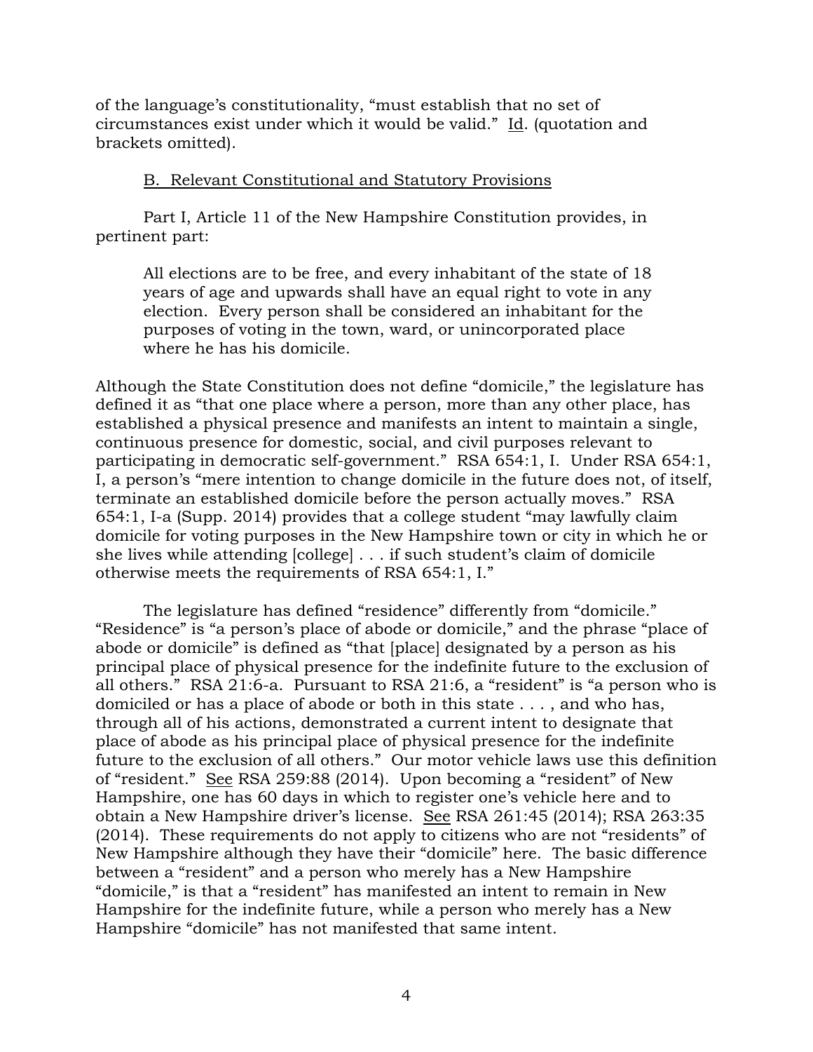of the language's constitutionality, "must establish that no set of circumstances exist under which it would be valid." Id. (quotation and brackets omitted).

B. Relevant Constitutional and Statutory Provisions

Part I, Article 11 of the New Hampshire Constitution provides, in pertinent part:

> All elections are to be free, and every inhabitant of the state of 18 years of age and upwards shall have an equal right to vote in any election. Every person shall be considered an inhabitant for the purposes of voting in the town, ward, or unincorporated place where he has his domicile.

Although the State Constitution does not define "domicile," the legislature has defined it as "that one place where a person, more than any other place, has established a physical presence and manifests an intent to maintain a single, continuous presence for domestic, social, and civil purposes relevant to participating in democratic self-government." RSA 654:1, I. Under RSA 654:1, I, a person's "mere intention to change domicile in the future does not, of itself, terminate an established domicile before the person actually moves." RSA 654:1, I-a (Supp. 2014) provides that a college student "may lawfully claim domicile for voting purposes in the New Hampshire town or city in which he or she lives while attending [college] . . . if such student's claim of domicile otherwise meets the requirements of RSA 654:1, I."

The legislature has defined "residence" differently from "domicile." "Residence" is "a person's place of abode or domicile," and the phrase "place of abode or domicile" is defined as "that [place] designated by a person as his principal place of physical presence for the indefinite future to the exclusion of all others." RSA 21:6-a. Pursuant to RSA 21:6, a "resident" is "a person who is domiciled or has a place of abode or both in this state . . . , and who has, through all of his actions, demonstrated a current intent to designate that place of abode as his principal place of physical presence for the indefinite future to the exclusion of all others." Our motor vehicle laws use this definition of "resident." See RSA 259:88 (2014). Upon becoming a "resident" of New Hampshire, one has 60 days in which to register one's vehicle here and to obtain a New Hampshire driver's license. See RSA 261:45 (2014); RSA 263:35 (2014). These requirements do not apply to citizens who are not "residents" of New Hampshire although they have their "domicile" here. The basic difference between a "resident" and a person who merely has a New Hampshire "domicile," is that a "resident" has manifested an intent to remain in New Hampshire for the indefinite future, while a person who merely has a New Hampshire "domicile" has not manifested that same intent.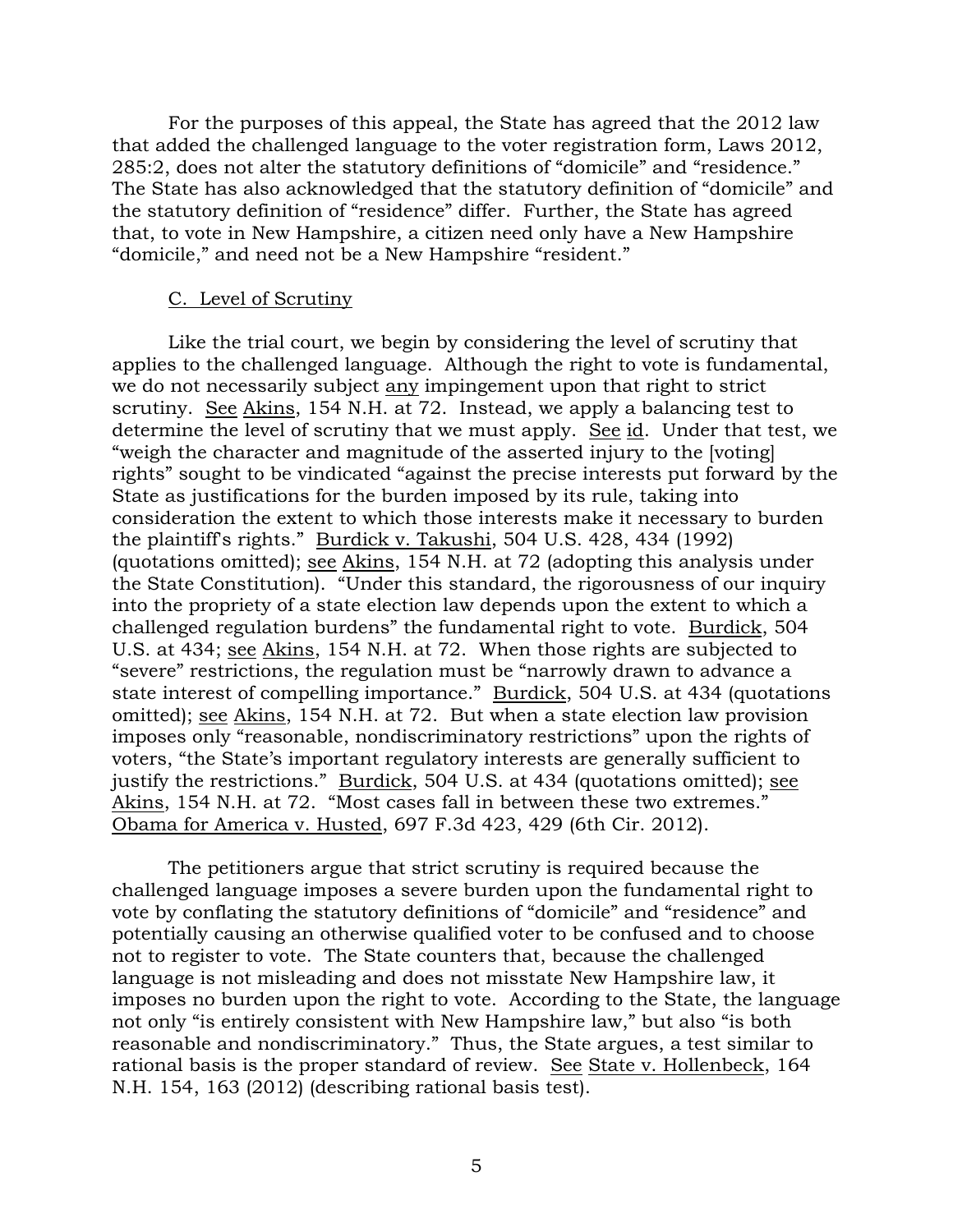For the purposes of this appeal, the State has agreed that the 2012 law that added the challenged language to the voter registration form, Laws 2012, 285:2, does not alter the statutory definitions of "domicile" and "residence." The State has also acknowledged that the statutory definition of "domicile" and the statutory definition of "residence" differ. Further, the State has agreed that, to vote in New Hampshire, a citizen need only have a New Hampshire "domicile," and need not be a New Hampshire "resident."

C. Level of Scrutiny

Like the trial court, we begin by considering the level of scrutiny that applies to the challenged language. Although the right to vote is fundamental, we do not necessarily subject any impingement upon that right to strict scrutiny. See Akins, 154 N.H. at 72. Instead, we apply a balancing test to determine the level of scrutiny that we must apply. See id. Under that test, we "weigh the character and magnitude of the asserted injury to the [voting] rights" sought to be vindicated "against the precise interests put forward by the State as justifications for the burden imposed by its rule, taking into consideration the extent to which those interests make it necessary to burden the plaintiff's rights." Burdick v. Takushi, 504 U.S. 428, 434 (1992) (quotations omitted); see Akins, 154 N.H. at 72 (adopting this analysis under the State Constitution). "Under this standard, the rigorousness of our inquiry into the propriety of a state election law depends upon the extent to which a challenged regulation burdens" the fundamental right to vote. Burdick, 504 U.S. at 434; see Akins, 154 N.H. at 72. When those rights are subjected to "severe" restrictions, the regulation must be "narrowly drawn to advance a state interest of compelling importance." Burdick, 504 U.S. at 434 (quotations omitted); see Akins, 154 N.H. at 72. But when a state election law provision imposes only "reasonable, nondiscriminatory restrictions" upon the rights of voters, "the State's important regulatory interests are generally sufficient to justify the restrictions." Burdick, 504 U.S. at 434 (quotations omitted); see Akins, 154 N.H. at 72. "Most cases fall in between these two extremes." Obama for America v. Husted, 697 F.3d 423, 429 (6th Cir. 2012).

The petitioners argue that strict scrutiny is required because the challenged language imposes a severe burden upon the fundamental right to vote by conflating the statutory definitions of "domicile" and "residence" and potentially causing an otherwise qualified voter to be confused and to choose not to register to vote. The State counters that, because the challenged language is not misleading and does not misstate New Hampshire law, it imposes no burden upon the right to vote. According to the State, the language not only "is entirely consistent with New Hampshire law," but also "is both reasonable and nondiscriminatory." Thus, the State argues, a test similar to rational basis is the proper standard of review. See State v. Hollenbeck, 164 N.H. 154, 163 (2012) (describing rational basis test).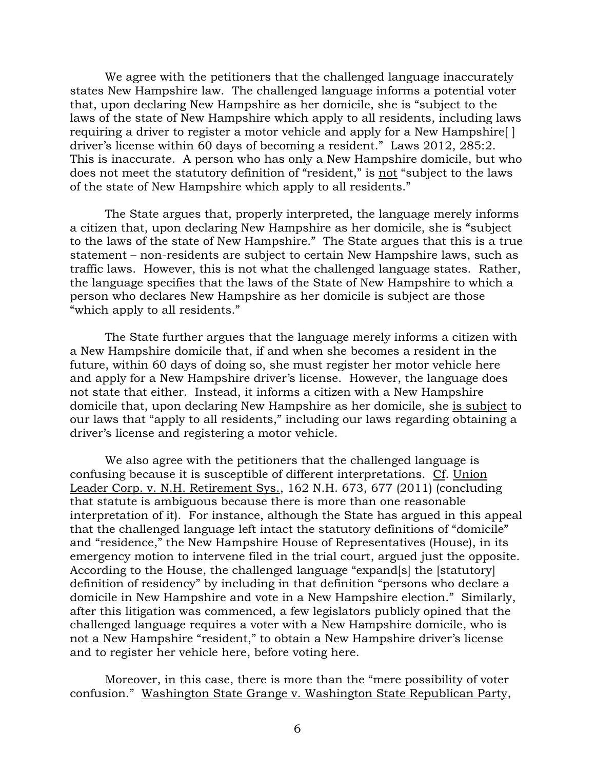We agree with the petitioners that the challenged language inaccurately states New Hampshire law. The challenged language informs a potential voter that, upon declaring New Hampshire as her domicile, she is "subject to the laws of the state of New Hampshire which apply to all residents, including laws requiring a driver to register a motor vehicle and apply for a New Hampshire[ ] driver's license within 60 days of becoming a resident." Laws 2012, 285:2. This is inaccurate. A person who has only a New Hampshire domicile, but who does not meet the statutory definition of "resident," is not "subject to the laws of the state of New Hampshire which apply to all residents."

The State argues that, properly interpreted, the language merely informs a citizen that, upon declaring New Hampshire as her domicile, she is "subject to the laws of the state of New Hampshire." The State argues that this is a true statement – non-residents are subject to certain New Hampshire laws, such as traffic laws. However, this is not what the challenged language states. Rather, the language specifies that the laws of the State of New Hampshire to which a person who declares New Hampshire as her domicile is subject are those "which apply to all residents."

The State further argues that the language merely informs a citizen with a New Hampshire domicile that, if and when she becomes a resident in the future, within 60 days of doing so, she must register her motor vehicle here and apply for a New Hampshire driver's license. However, the language does not state that either. Instead, it informs a citizen with a New Hampshire domicile that, upon declaring New Hampshire as her domicile, she is subject to our laws that "apply to all residents," including our laws regarding obtaining a driver's license and registering a motor vehicle.

We also agree with the petitioners that the challenged language is confusing because it is susceptible of different interpretations. Cf. Union Leader Corp. v. N.H. Retirement Sys., 162 N.H. 673, 677 (2011) (concluding that statute is ambiguous because there is more than one reasonable interpretation of it). For instance, although the State has argued in this appeal that the challenged language left intact the statutory definitions of "domicile" and "residence," the New Hampshire House of Representatives (House), in its emergency motion to intervene filed in the trial court, argued just the opposite. According to the House, the challenged language "expand[s] the [statutory] definition of residency" by including in that definition "persons who declare a domicile in New Hampshire and vote in a New Hampshire election." Similarly, after this litigation was commenced, a few legislators publicly opined that the challenged language requires a voter with a New Hampshire domicile, who is not a New Hampshire "resident," to obtain a New Hampshire driver's license and to register her vehicle here, before voting here.

Moreover, in this case, there is more than the "mere possibility of voter confusion." Washington State Grange v. Washington State Republican Party,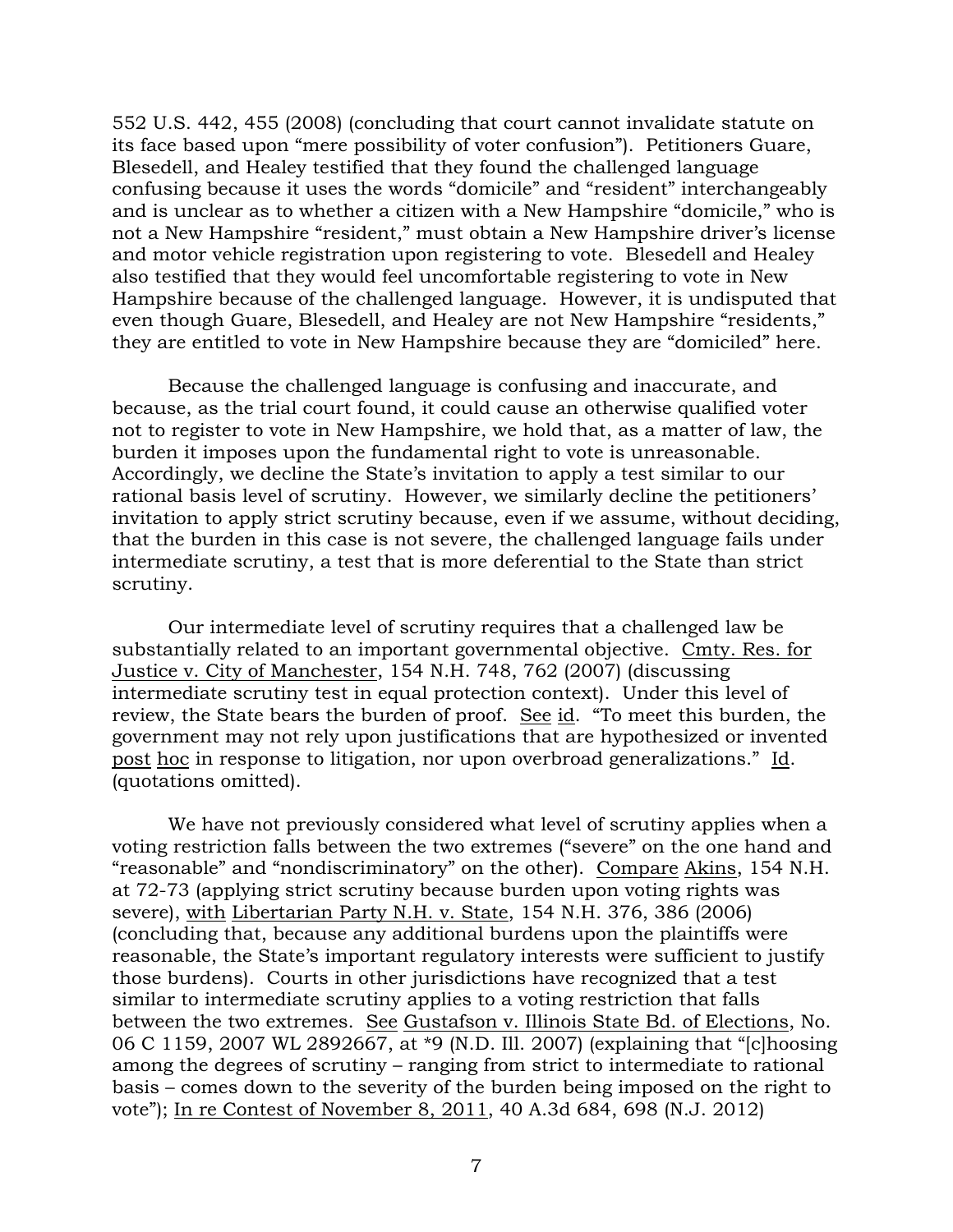552 U.S. 442, 455 (2008) (concluding that court cannot invalidate statute on its face based upon "mere possibility of voter confusion"). Petitioners Guare, Blesedell, and Healey testified that they found the challenged language confusing because it uses the words "domicile" and "resident" interchangeably and is unclear as to whether a citizen with a New Hampshire "domicile," who is not a New Hampshire "resident," must obtain a New Hampshire driver's license and motor vehicle registration upon registering to vote. Blesedell and Healey also testified that they would feel uncomfortable registering to vote in New Hampshire because of the challenged language. However, it is undisputed that even though Guare, Blesedell, and Healey are not New Hampshire "residents," they are entitled to vote in New Hampshire because they are "domiciled" here.

Because the challenged language is confusing and inaccurate, and because, as the trial court found, it could cause an otherwise qualified voter not to register to vote in New Hampshire, we hold that, as a matter of law, the burden it imposes upon the fundamental right to vote is unreasonable. Accordingly, we decline the State's invitation to apply a test similar to our rational basis level of scrutiny. However, we similarly decline the petitioners' invitation to apply strict scrutiny because, even if we assume, without deciding, that the burden in this case is not severe, the challenged language fails under intermediate scrutiny, a test that is more deferential to the State than strict scrutiny.

Our intermediate level of scrutiny requires that a challenged law be substantially related to an important governmental objective. Cmty. Res. for Justice v. City of Manchester, 154 N.H. 748, 762 (2007) (discussing intermediate scrutiny test in equal protection context). Under this level of review, the State bears the burden of proof. See id. "To meet this burden, the government may not rely upon justifications that are hypothesized or invented post hoc in response to litigation, nor upon overbroad generalizations." Id. (quotations omitted).

We have not previously considered what level of scrutiny applies when a voting restriction falls between the two extremes ("severe" on the one hand and "reasonable" and "nondiscriminatory" on the other). Compare Akins, 154 N.H. at 72-73 (applying strict scrutiny because burden upon voting rights was severe), with Libertarian Party N.H. v. State, 154 N.H. 376, 386 (2006) (concluding that, because any additional burdens upon the plaintiffs were reasonable, the State's important regulatory interests were sufficient to justify those burdens). Courts in other jurisdictions have recognized that a test similar to intermediate scrutiny applies to a voting restriction that falls between the two extremes. See Gustafson v. Illinois State Bd. of Elections, No. 06 C 1159, 2007 WL 2892667, at *9 (N.D. Ill. 2007) (explaining that "[c]hoosing among the degrees of scrutiny – ranging from strict to intermediate to rational basis – comes down to the severity of the burden being imposed on the right to vote"); In re Contest of November 8, 2011, 40 A.3d 684, 698 (N.J. 2012)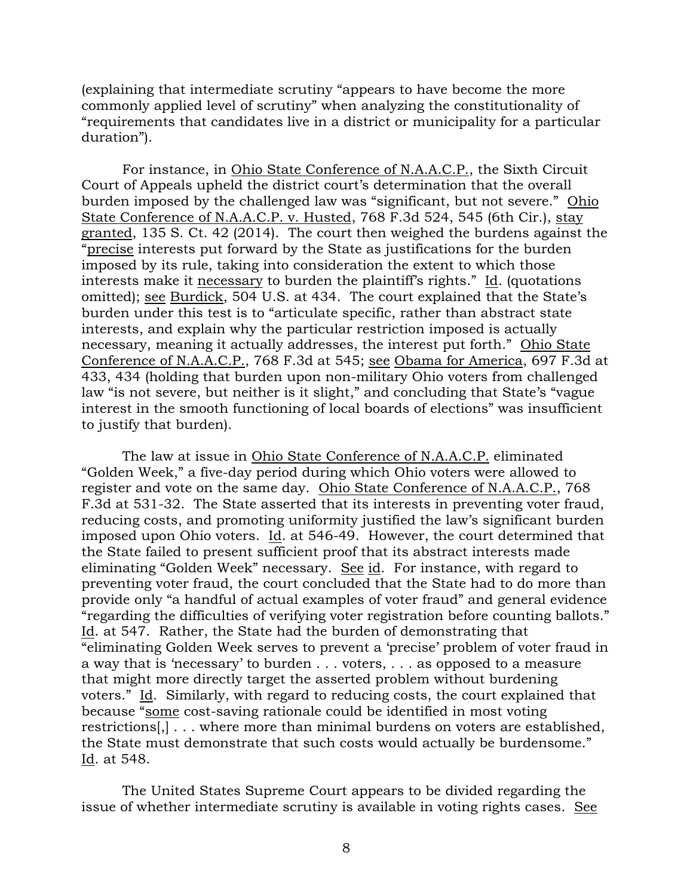(explaining that intermediate scrutiny "appears to have become the more commonly applied level of scrutiny" when analyzing the constitutionality of "requirements that candidates live in a district or municipality for a particular duration").

For instance, in Ohio State Conference of N.A.A.C.P., the Sixth Circuit Court of Appeals upheld the district court's determination that the overall burden imposed by the challenged law was "significant, but not severe." Ohio State Conference of N.A.A.C.P. v. Husted, 768 F.3d 524, 545 (6th Cir.), stay granted, 135 S. Ct. 42 (2014). The court then weighed the burdens against the "precise interests put forward by the State as justifications for the burden imposed by its rule, taking into consideration the extent to which those interests make it necessary to burden the plaintiff's rights." Id. (quotations omitted); see Burdick, 504 U.S. at 434. The court explained that the State's burden under this test is to "articulate specific, rather than abstract state interests, and explain why the particular restriction imposed is actually necessary, meaning it actually addresses, the interest put forth." Ohio State Conference of N.A.A.C.P., 768 F.3d at 545; see Obama for America, 697 F.3d at 433, 434 (holding that burden upon non-military Ohio voters from challenged law "is not severe, but neither is it slight," and concluding that State's "vague interest in the smooth functioning of local boards of elections" was insufficient to justify that burden).

The law at issue in Ohio State Conference of N.A.A.C.P. eliminated "Golden Week," a five-day period during which Ohio voters were allowed to register and vote on the same day. Ohio State Conference of N.A.A.C.P., 768 F.3d at 531-32. The State asserted that its interests in preventing voter fraud, reducing costs, and promoting uniformity justified the law's significant burden imposed upon Ohio voters. Id. at 546-49. However, the court determined that the State failed to present sufficient proof that its abstract interests made eliminating "Golden Week" necessary. See id. For instance, with regard to preventing voter fraud, the court concluded that the State had to do more than provide only "a handful of actual examples of voter fraud" and general evidence "regarding the difficulties of verifying voter registration before counting ballots." Id. at 547. Rather, the State had the burden of demonstrating that "eliminating Golden Week serves to prevent a 'precise' problem of voter fraud in a way that is 'necessary' to burden . . . voters, . . . as opposed to a measure that might more directly target the asserted problem without burdening voters." Id. Similarly, with regard to reducing costs, the court explained that because "some cost-saving rationale could be identified in most voting restrictions[,] . . . where more than minimal burdens on voters are established, the State must demonstrate that such costs would actually be burdensome." Id. at 548.

The United States Supreme Court appears to be divided regarding the issue of whether intermediate scrutiny is available in voting rights cases. See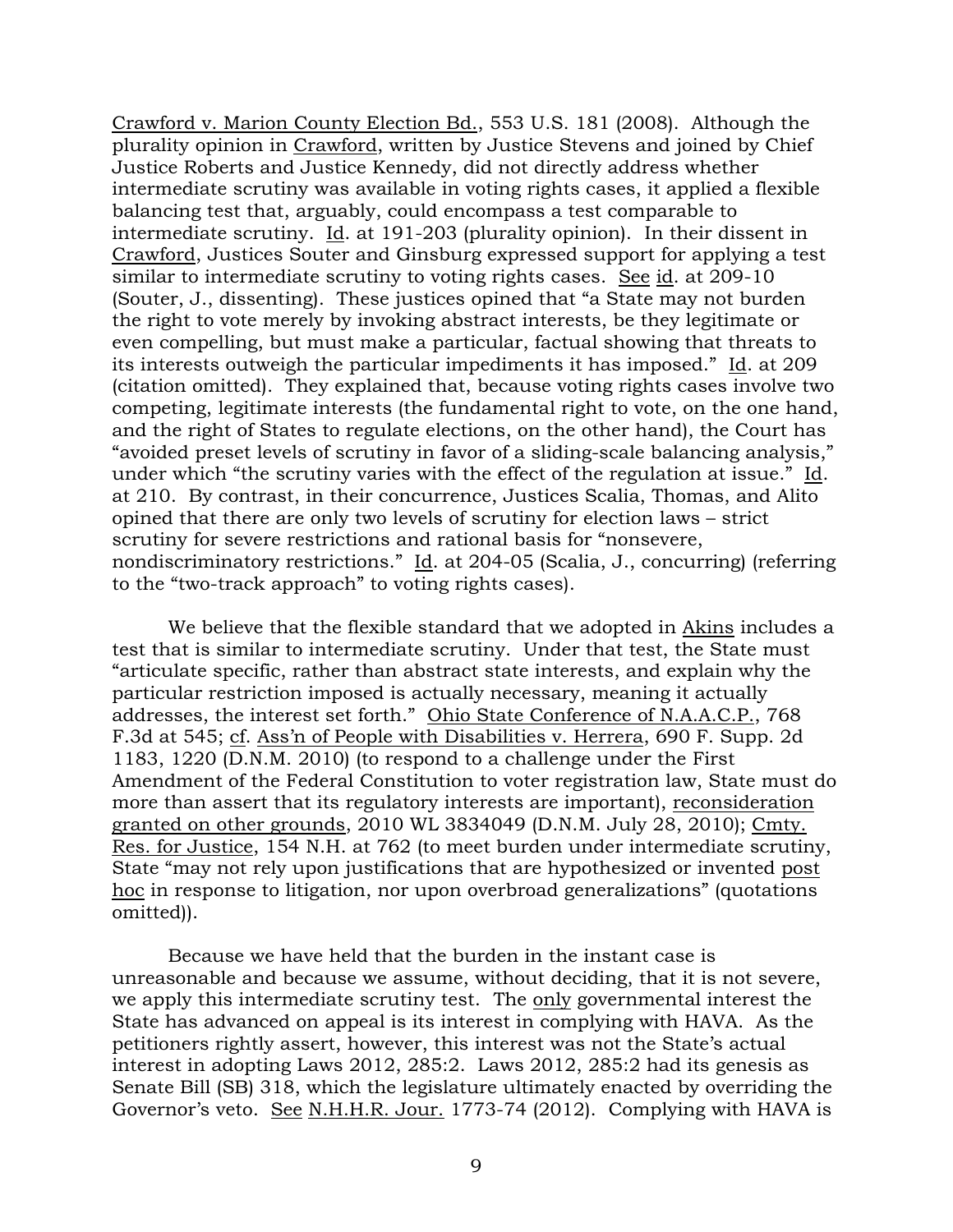Crawford v. Marion County Election Bd., 553 U.S. 181 (2008). Although the plurality opinion in Crawford, written by Justice Stevens and joined by Chief Justice Roberts and Justice Kennedy, did not directly address whether intermediate scrutiny was available in voting rights cases, it applied a flexible balancing test that, arguably, could encompass a test comparable to intermediate scrutiny. Id. at 191-203 (plurality opinion). In their dissent in Crawford, Justices Souter and Ginsburg expressed support for applying a test similar to intermediate scrutiny to voting rights cases. See id. at 209-10 (Souter, J., dissenting). These justices opined that "a State may not burden the right to vote merely by invoking abstract interests, be they legitimate or even compelling, but must make a particular, factual showing that threats to its interests outweigh the particular impediments it has imposed." Id. at 209 (citation omitted). They explained that, because voting rights cases involve two competing, legitimate interests (the fundamental right to vote, on the one hand, and the right of States to regulate elections, on the other hand), the Court has "avoided preset levels of scrutiny in favor of a sliding-scale balancing analysis," under which "the scrutiny varies with the effect of the regulation at issue." Id. at 210. By contrast, in their concurrence, Justices Scalia, Thomas, and Alito opined that there are only two levels of scrutiny for election laws – strict scrutiny for severe restrictions and rational basis for "nonsevere, nondiscriminatory restrictions." Id. at 204-05 (Scalia, J., concurring) (referring to the "two-track approach" to voting rights cases).

We believe that the flexible standard that we adopted in Akins includes a test that is similar to intermediate scrutiny. Under that test, the State must "articulate specific, rather than abstract state interests, and explain why the particular restriction imposed is actually necessary, meaning it actually addresses, the interest set forth." Ohio State Conference of N.A.A.C.P., 768 F.3d at 545; cf. Ass'n of People with Disabilities v. Herrera, 690 F. Supp. 2d 1183, 1220 (D.N.M. 2010) (to respond to a challenge under the First Amendment of the Federal Constitution to voter registration law, State must do more than assert that its regulatory interests are important), reconsideration granted on other grounds, 2010 WL 3834049 (D.N.M. July 28, 2010); Cmty. Res. for Justice, 154 N.H. at 762 (to meet burden under intermediate scrutiny, State "may not rely upon justifications that are hypothesized or invented post hoc in response to litigation, nor upon overbroad generalizations" (quotations omitted)).

Because we have held that the burden in the instant case is unreasonable and because we assume, without deciding, that it is not severe, we apply this intermediate scrutiny test. The only governmental interest the State has advanced on appeal is its interest in complying with HAVA. As the petitioners rightly assert, however, this interest was not the State's actual interest in adopting Laws 2012, 285:2. Laws 2012, 285:2 had its genesis as Senate Bill (SB) 318, which the legislature ultimately enacted by overriding the Governor's veto. See N.H.H.R. Jour. 1773-74 (2012). Complying with HAVA is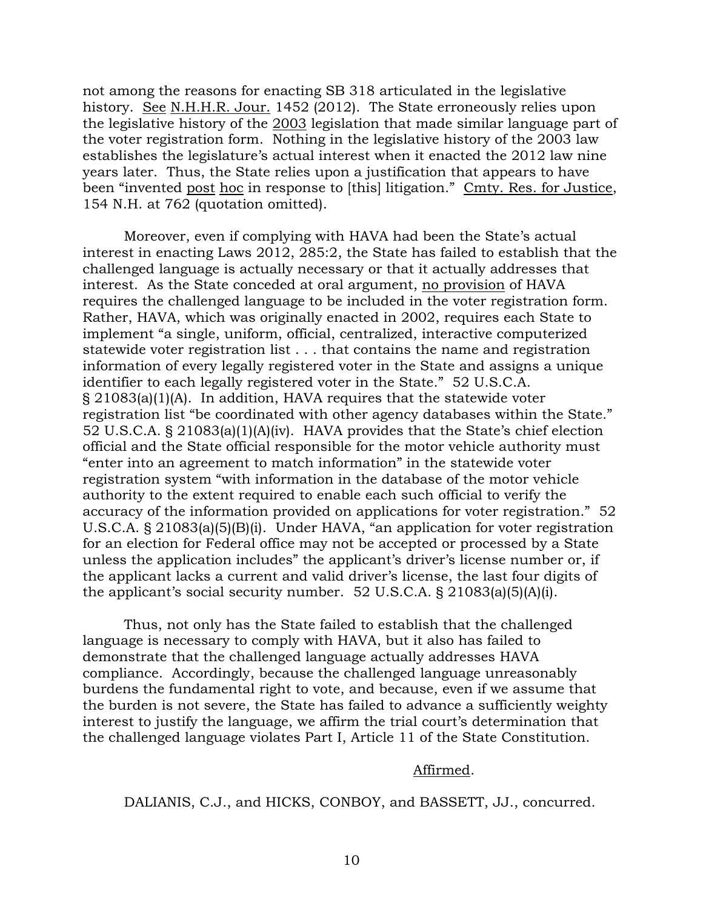not among the reasons for enacting SB 318 articulated in the legislative history. See N.H.H.R. Jour. 1452 (2012). The State erroneously relies upon the legislative history of the 2003 legislation that made similar language part of the voter registration form. Nothing in the legislative history of the 2003 law establishes the legislature's actual interest when it enacted the 2012 law nine years later. Thus, the State relies upon a justification that appears to have been "invented post hoc in response to [this] litigation." Cmty. Res. for Justice, 154 N.H. at 762 (quotation omitted).

Moreover, even if complying with HAVA had been the State's actual interest in enacting Laws 2012, 285:2, the State has failed to establish that the challenged language is actually necessary or that it actually addresses that interest. As the State conceded at oral argument, no provision of HAVA requires the challenged language to be included in the voter registration form. Rather, HAVA, which was originally enacted in 2002, requires each State to implement "a single, uniform, official, centralized, interactive computerized statewide voter registration list . . . that contains the name and registration information of every legally registered voter in the State and assigns a unique identifier to each legally registered voter in the State." 52 U.S.C.A. § 21083(a)(1)(A). In addition, HAVA requires that the statewide voter registration list "be coordinated with other agency databases within the State." 52 U.S.C.A. § 21083(a)(1)(A)(iv). HAVA provides that the State's chief election official and the State official responsible for the motor vehicle authority must "enter into an agreement to match information" in the statewide voter registration system "with information in the database of the motor vehicle authority to the extent required to enable each such official to verify the accuracy of the information provided on applications for voter registration." 52 U.S.C.A. § 21083(a)(5)(B)(i). Under HAVA, "an application for voter registration for an election for Federal office may not be accepted or processed by a State unless the application includes" the applicant's driver's license number or, if the applicant lacks a current and valid driver's license, the last four digits of the applicant's social security number. 52 U.S.C.A. § 21083(a)(5)(A)(i).

Thus, not only has the State failed to establish that the challenged language is necessary to comply with HAVA, but it also has failed to demonstrate that the challenged language actually addresses HAVA compliance. Accordingly, because the challenged language unreasonably burdens the fundamental right to vote, and because, even if we assume that the burden is not severe, the State has failed to advance a sufficiently weighty interest to justify the language, we affirm the trial court's determination that the challenged language violates Part I, Article 11 of the State Constitution.

Affirmed.

DALIANIS, C.J., and HICKS, CONBOY, and BASSETT, JJ., concurred.